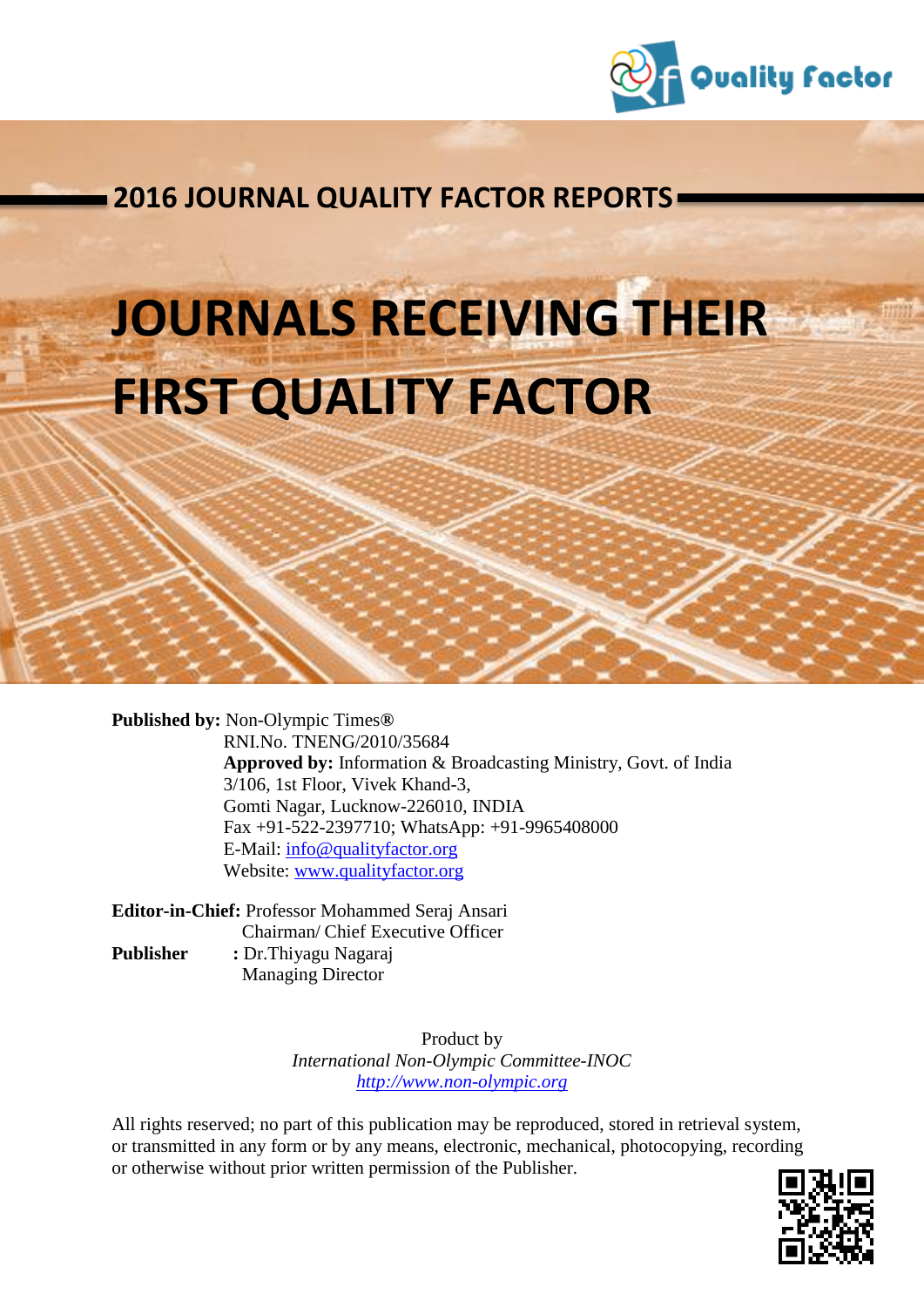Quality Factor

## 2016 JOURNAL QUALITY FACTOR REPORTS

# JOURNALS RECEIVING THEIR FIRST QUALITY FACTOR

**Published by:** Non-Olympic Times®
RNI.No. TNENG/2010/35684
**Approved by:** Information & Broadcasting Ministry, Govt. of India
3/106, 1st Floor, Vivek Khand-3,
Gomti Nagar, Lucknow-226010, INDIA
Fax +91-522-2397710; WhatsApp: +91-9965408000
E-Mail: info@qualityfactor.org
Website: www.qualityfactor.org

**Editor-in-Chief:** Professor Mohammed Seraj Ansari
Chairman/ Chief Executive Officer
**Publisher** : Dr.Thiyagu Nagaraj
Managing Director

Product by
*International Non-Olympic Committee-INOC*
*http://www.non-olympic.org*

All rights reserved; no part of this publication may be reproduced, stored in retrieval system, or transmitted in any form or by any means, electronic, mechanical, photocopying, recording or otherwise without prior written permission of the Publisher.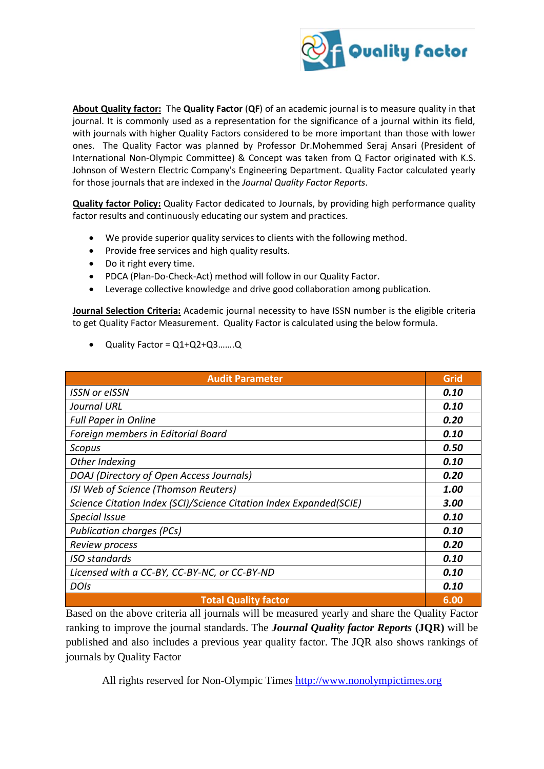**About Quality factor:** The **Quality Factor** (**QF**) of an academic journal is to measure quality in that journal. It is commonly used as a representation for the significance of a journal within its field, with journals with higher Quality Factors considered to be more important than those with lower ones. The Quality Factor was planned by Professor Dr.Mohemmed Seraj Ansari (President of International Non-Olympic Committee) & Concept was taken from Q Factor originated with K.S. Johnson of Western Electric Company's Engineering Department. Quality Factor calculated yearly for those journals that are indexed in the *Journal Quality Factor Reports*.

**Quality factor Policy:** Quality Factor dedicated to Journals, by providing high performance quality factor results and continuously educating our system and practices.

- We provide superior quality services to clients with the following method.
- Provide free services and high quality results.
- Do it right every time.
- PDCA (Plan-Do-Check-Act) method will follow in our Quality Factor.
- Leverage collective knowledge and drive good collaboration among publication.

**Journal Selection Criteria:** Academic journal necessity to have ISSN number is the eligible criteria to get Quality Factor Measurement. Quality Factor is calculated using the below formula.

- Quality Factor = Q1+Q2+Q3…….Q

| Audit Parameter | Grid |
|---|---|
| *ISSN or eISSN* | ***0.10*** |
| *Journal URL* | ***0.10*** |
| *Full Paper in Online* | ***0.20*** |
| *Foreign members in Editorial Board* | ***0.10*** |
| *Scopus* | ***0.50*** |
| *Other Indexing* | ***0.10*** |
| *DOAJ (Directory of Open Access Journals)* | ***0.20*** |
| *ISI Web of Science (Thomson Reuters)* | ***1.00*** |
| *Science Citation Index (SCI)/Science Citation Index Expanded(SCIE)* | ***3.00*** |
| *Special Issue* | ***0.10*** |
| *Publication charges (PCs)* | ***0.10*** |
| *Review process* | ***0.20*** |
| *ISO standards* | ***0.10*** |
| *Licensed with a CC-BY, CC-BY-NC, or CC-BY-ND* | ***0.10*** |
| *DOIs* | ***0.10*** |
| **Total Quality factor** | **6.00** |

Based on the above criteria all journals will be measured yearly and share the Quality Factor ranking to improve the journal standards. The ***Journal Quality factor Reports*** **(JQR)** will be published and also includes a previous year quality factor. The JQR also shows rankings of journals by Quality Factor

All rights reserved for Non-Olympic Times http://www.nonolympictimes.org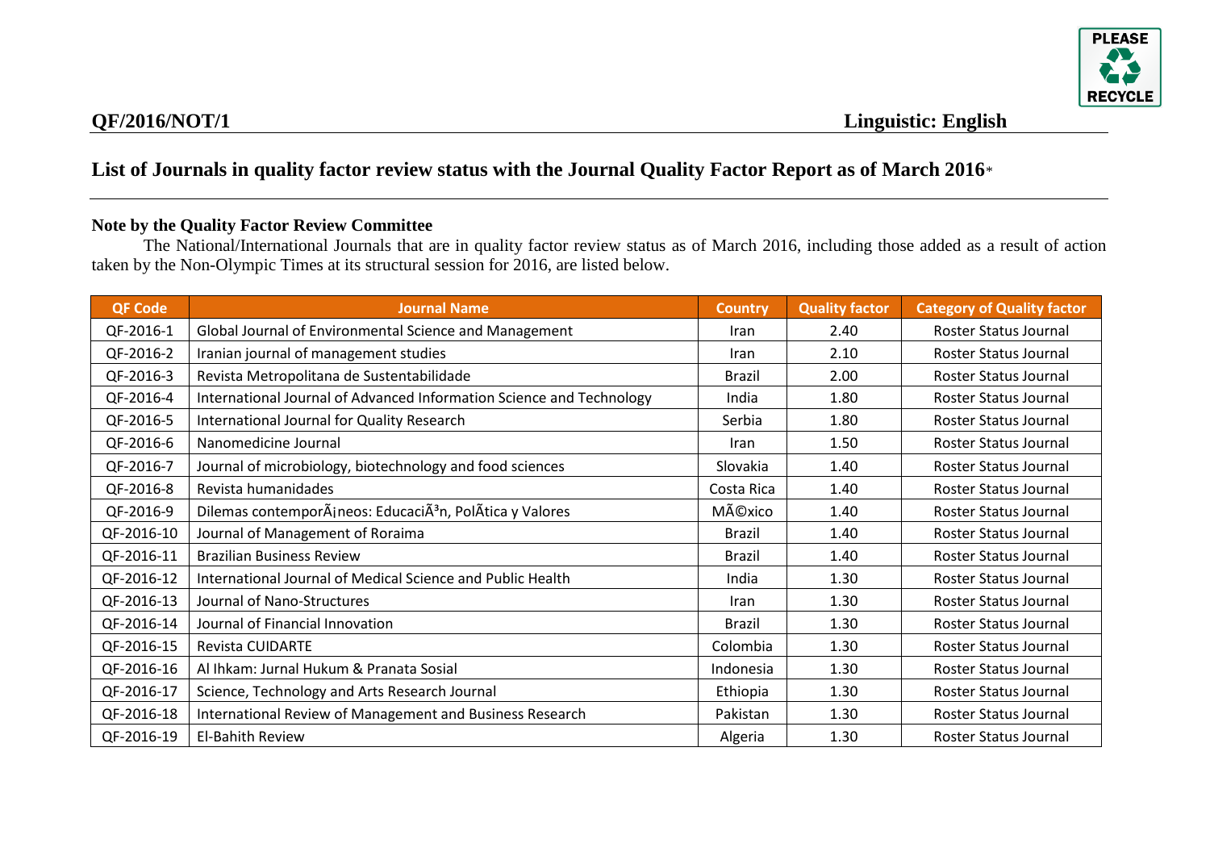**QF/2016/NOT/1** **Linguistic: English**

# List of Journals in quality factor review status with the Journal Quality Factor Report as of March 2016*

## Note by the Quality Factor Review Committee

The National/International Journals that are in quality factor review status as of March 2016, including those added as a result of action taken by the Non-Olympic Times at its structural session for 2016, are listed below.

| QF Code | Journal Name | Country | Quality factor | Category of Quality factor |
|---|---|---|---|---|
| QF-2016-1 | Global Journal of Environmental Science and Management | Iran | 2.40 | Roster Status Journal |
| QF-2016-2 | Iranian journal of management studies | Iran | 2.10 | Roster Status Journal |
| QF-2016-3 | Revista Metropolitana de Sustentabilidade | Brazil | 2.00 | Roster Status Journal |
| QF-2016-4 | International Journal of Advanced Information Science and Technology | India | 1.80 | Roster Status Journal |
| QF-2016-5 | International Journal for Quality Research | Serbia | 1.80 | Roster Status Journal |
| QF-2016-6 | Nanomedicine Journal | Iran | 1.50 | Roster Status Journal |
| QF-2016-7 | Journal of microbiology, biotechnology and food sciences | Slovakia | 1.40 | Roster Status Journal |
| QF-2016-8 | Revista humanidades | Costa Rica | 1.40 | Roster Status Journal |
| QF-2016-9 | Dilemas contemporÃ¡neos: EducaciÃ³n, PolÃtica y Valores | MÃ©xico | 1.40 | Roster Status Journal |
| QF-2016-10 | Journal of Management of Roraima | Brazil | 1.40 | Roster Status Journal |
| QF-2016-11 | Brazilian Business Review | Brazil | 1.40 | Roster Status Journal |
| QF-2016-12 | International Journal of Medical Science and Public Health | India | 1.30 | Roster Status Journal |
| QF-2016-13 | Journal of Nano-Structures | Iran | 1.30 | Roster Status Journal |
| QF-2016-14 | Journal of Financial Innovation | Brazil | 1.30 | Roster Status Journal |
| QF-2016-15 | Revista CUIDARTE | Colombia | 1.30 | Roster Status Journal |
| QF-2016-16 | Al Ihkam: Jurnal Hukum & Pranata Sosial | Indonesia | 1.30 | Roster Status Journal |
| QF-2016-17 | Science, Technology and Arts Research Journal | Ethiopia | 1.30 | Roster Status Journal |
| QF-2016-18 | International Review of Management and Business Research | Pakistan | 1.30 | Roster Status Journal |
| QF-2016-19 | El-Bahith Review | Algeria | 1.30 | Roster Status Journal |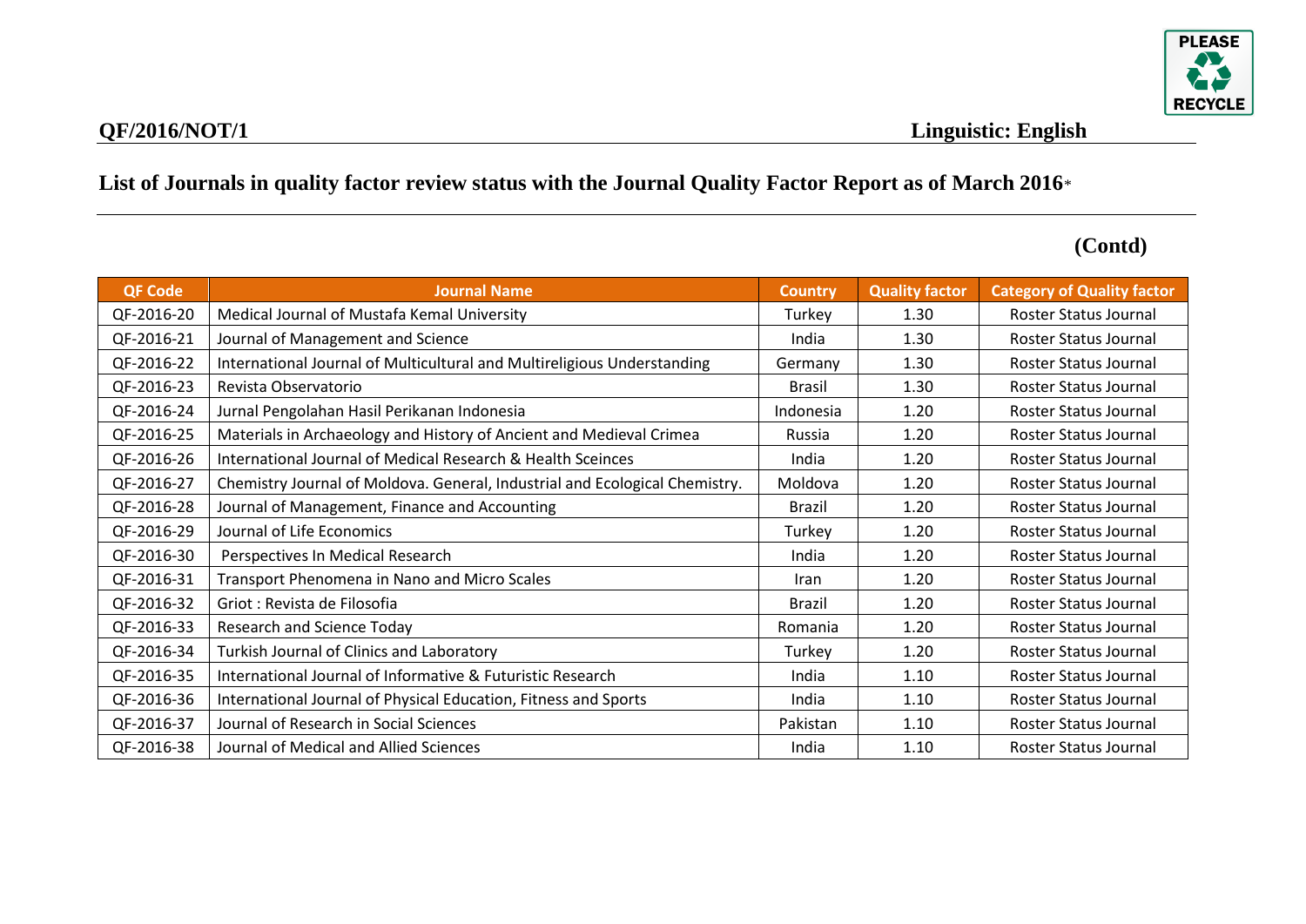**QF/2016/NOT/1** **Linguistic: English**

## List of Journals in quality factor review status with the Journal Quality Factor Report as of March 2016*

**(Contd)**

| QF Code | Journal Name | Country | Quality factor | Category of Quality factor |
|---|---|---|---|---|
| QF-2016-20 | Medical Journal of Mustafa Kemal University | Turkey | 1.30 | Roster Status Journal |
| QF-2016-21 | Journal of Management and Science | India | 1.30 | Roster Status Journal |
| QF-2016-22 | International Journal of Multicultural and Multireligious Understanding | Germany | 1.30 | Roster Status Journal |
| QF-2016-23 | Revista Observatorio | Brasil | 1.30 | Roster Status Journal |
| QF-2016-24 | Jurnal Pengolahan Hasil Perikanan Indonesia | Indonesia | 1.20 | Roster Status Journal |
| QF-2016-25 | Materials in Archaeology and History of Ancient and Medieval Crimea | Russia | 1.20 | Roster Status Journal |
| QF-2016-26 | International Journal of Medical Research & Health Sceinces | India | 1.20 | Roster Status Journal |
| QF-2016-27 | Chemistry Journal of Moldova. General, Industrial and Ecological Chemistry. | Moldova | 1.20 | Roster Status Journal |
| QF-2016-28 | Journal of Management, Finance and Accounting | Brazil | 1.20 | Roster Status Journal |
| QF-2016-29 | Journal of Life Economics | Turkey | 1.20 | Roster Status Journal |
| QF-2016-30 | Perspectives In Medical Research | India | 1.20 | Roster Status Journal |
| QF-2016-31 | Transport Phenomena in Nano and Micro Scales | Iran | 1.20 | Roster Status Journal |
| QF-2016-32 | Griot : Revista de Filosofia | Brazil | 1.20 | Roster Status Journal |
| QF-2016-33 | Research and Science Today | Romania | 1.20 | Roster Status Journal |
| QF-2016-34 | Turkish Journal of Clinics and Laboratory | Turkey | 1.20 | Roster Status Journal |
| QF-2016-35 | International Journal of Informative & Futuristic Research | India | 1.10 | Roster Status Journal |
| QF-2016-36 | International Journal of Physical Education, Fitness and Sports | India | 1.10 | Roster Status Journal |
| QF-2016-37 | Journal of Research in Social Sciences | Pakistan | 1.10 | Roster Status Journal |
| QF-2016-38 | Journal of Medical and Allied Sciences | India | 1.10 | Roster Status Journal |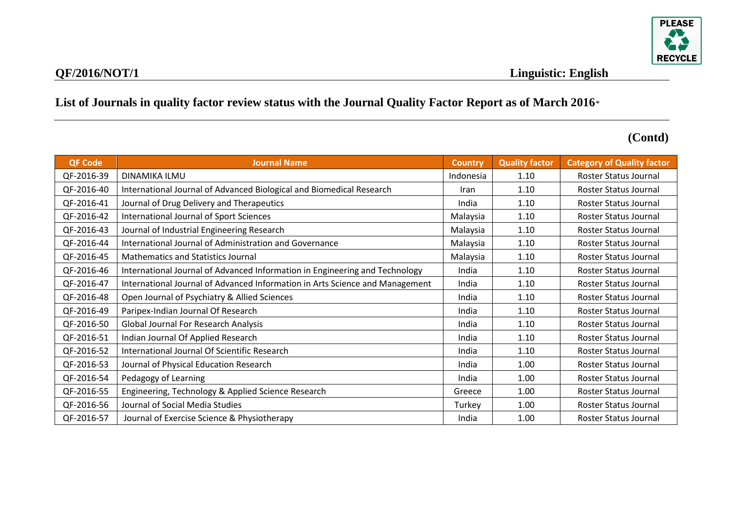**QF/2016/NOT/1** **Linguistic: English**

## List of Journals in quality factor review status with the Journal Quality Factor Report as of March 2016*

**(Contd)**

| QF Code | Journal Name | Country | Quality factor | Category of Quality factor |
|---|---|---|---|---|
| QF-2016-39 | DINAMIKA ILMU | Indonesia | 1.10 | Roster Status Journal |
| QF-2016-40 | International Journal of Advanced Biological and Biomedical Research | Iran | 1.10 | Roster Status Journal |
| QF-2016-41 | Journal of Drug Delivery and Therapeutics | India | 1.10 | Roster Status Journal |
| QF-2016-42 | International Journal of Sport Sciences | Malaysia | 1.10 | Roster Status Journal |
| QF-2016-43 | Journal of Industrial Engineering Research | Malaysia | 1.10 | Roster Status Journal |
| QF-2016-44 | International Journal of Administration and Governance | Malaysia | 1.10 | Roster Status Journal |
| QF-2016-45 | Mathematics and Statistics Journal | Malaysia | 1.10 | Roster Status Journal |
| QF-2016-46 | International Journal of Advanced Information in Engineering and Technology | India | 1.10 | Roster Status Journal |
| QF-2016-47 | International Journal of Advanced Information in Arts Science and Management | India | 1.10 | Roster Status Journal |
| QF-2016-48 | Open Journal of Psychiatry & Allied Sciences | India | 1.10 | Roster Status Journal |
| QF-2016-49 | Paripex-Indian Journal Of Research | India | 1.10 | Roster Status Journal |
| QF-2016-50 | Global Journal For Research Analysis | India | 1.10 | Roster Status Journal |
| QF-2016-51 | Indian Journal Of Applied Research | India | 1.10 | Roster Status Journal |
| QF-2016-52 | International Journal Of Scientific Research | India | 1.10 | Roster Status Journal |
| QF-2016-53 | Journal of Physical Education Research | India | 1.00 | Roster Status Journal |
| QF-2016-54 | Pedagogy of Learning | India | 1.00 | Roster Status Journal |
| QF-2016-55 | Engineering, Technology & Applied Science Research | Greece | 1.00 | Roster Status Journal |
| QF-2016-56 | Journal of Social Media Studies | Turkey | 1.00 | Roster Status Journal |
| QF-2016-57 | Journal of Exercise Science & Physiotherapy | India | 1.00 | Roster Status Journal |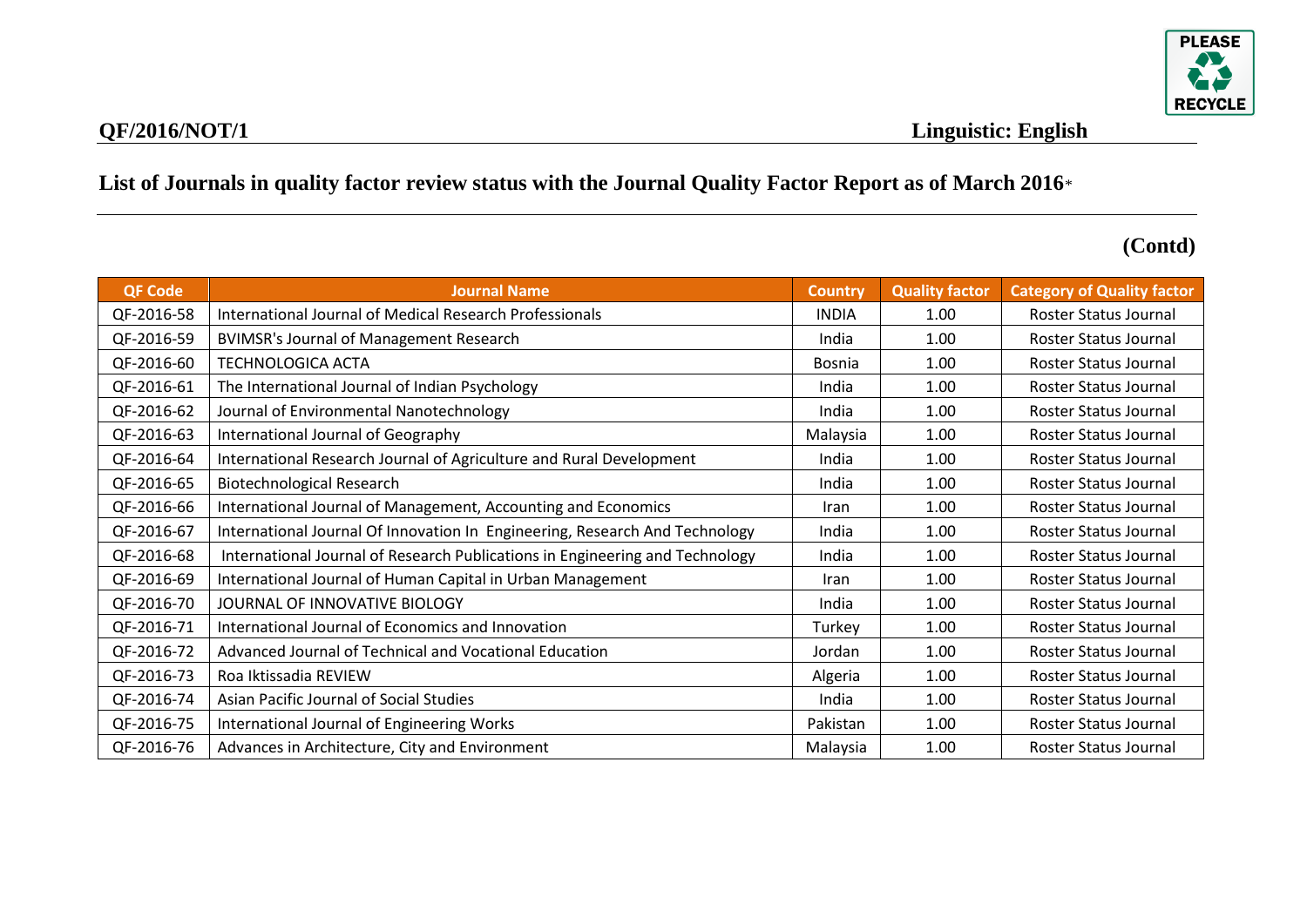**QF/2016/NOT/1** **Linguistic: English**

## List of Journals in quality factor review status with the Journal Quality Factor Report as of March 2016*

**(Contd)**

| QF Code | Journal Name | Country | Quality factor | Category of Quality factor |
|---|---|---|---|---|
| QF-2016-58 | International Journal of Medical Research Professionals | INDIA | 1.00 | Roster Status Journal |
| QF-2016-59 | BVIMSR's Journal of Management Research | India | 1.00 | Roster Status Journal |
| QF-2016-60 | TECHNOLOGICA ACTA | Bosnia | 1.00 | Roster Status Journal |
| QF-2016-61 | The International Journal of Indian Psychology | India | 1.00 | Roster Status Journal |
| QF-2016-62 | Journal of Environmental Nanotechnology | India | 1.00 | Roster Status Journal |
| QF-2016-63 | International Journal of Geography | Malaysia | 1.00 | Roster Status Journal |
| QF-2016-64 | International Research Journal of Agriculture and Rural Development | India | 1.00 | Roster Status Journal |
| QF-2016-65 | Biotechnological Research | India | 1.00 | Roster Status Journal |
| QF-2016-66 | International Journal of Management, Accounting and Economics | Iran | 1.00 | Roster Status Journal |
| QF-2016-67 | International Journal Of Innovation In Engineering, Research And Technology | India | 1.00 | Roster Status Journal |
| QF-2016-68 | International Journal of Research Publications in Engineering and Technology | India | 1.00 | Roster Status Journal |
| QF-2016-69 | International Journal of Human Capital in Urban Management | Iran | 1.00 | Roster Status Journal |
| QF-2016-70 | JOURNAL OF INNOVATIVE BIOLOGY | India | 1.00 | Roster Status Journal |
| QF-2016-71 | International Journal of Economics and Innovation | Turkey | 1.00 | Roster Status Journal |
| QF-2016-72 | Advanced Journal of Technical and Vocational Education | Jordan | 1.00 | Roster Status Journal |
| QF-2016-73 | Roa Iktissadia REVIEW | Algeria | 1.00 | Roster Status Journal |
| QF-2016-74 | Asian Pacific Journal of Social Studies | India | 1.00 | Roster Status Journal |
| QF-2016-75 | International Journal of Engineering Works | Pakistan | 1.00 | Roster Status Journal |
| QF-2016-76 | Advances in Architecture, City and Environment | Malaysia | 1.00 | Roster Status Journal |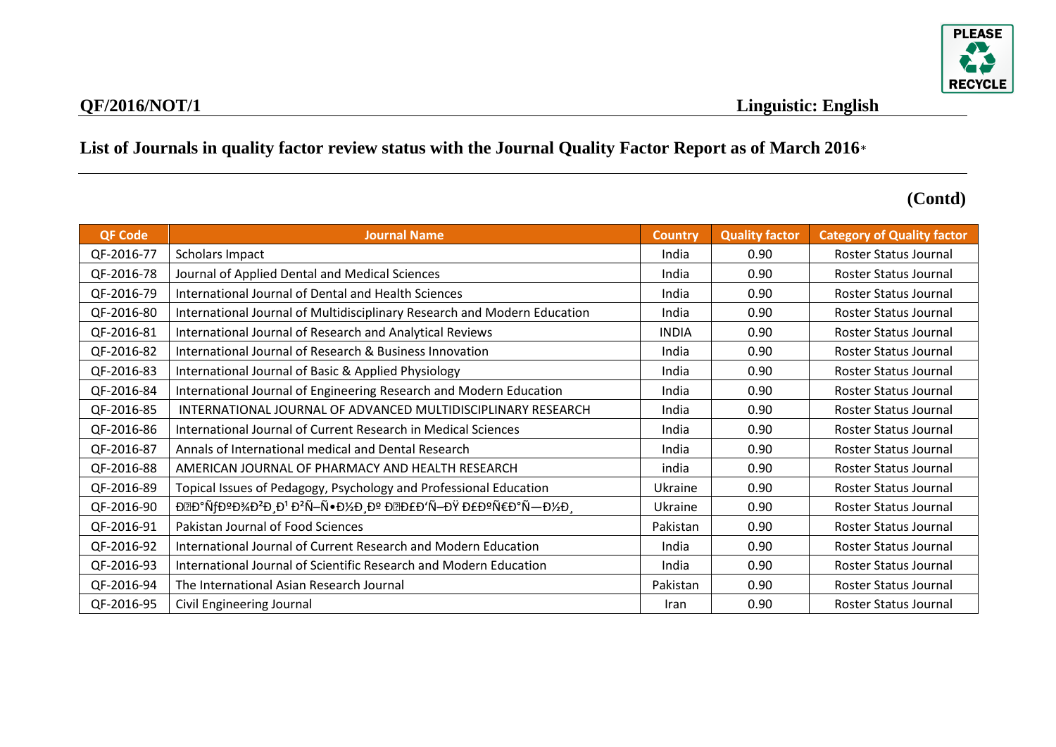QF/2016/NOT/1 Linguistic: English

## List of Journals in quality factor review status with the Journal Quality Factor Report as of March 2016*

**(Contd)**

| QF Code | Journal Name | Country | Quality factor | Category of Quality factor |
|---|---|---|---|---|
| QF-2016-77 | Scholars Impact | India | 0.90 | Roster Status Journal |
| QF-2016-78 | Journal of Applied Dental and Medical Sciences | India | 0.90 | Roster Status Journal |
| QF-2016-79 | International Journal of Dental and Health Sciences | India | 0.90 | Roster Status Journal |
| QF-2016-80 | International Journal of Multidisciplinary Research and Modern Education | India | 0.90 | Roster Status Journal |
| QF-2016-81 | International Journal of Research and Analytical Reviews | INDIA | 0.90 | Roster Status Journal |
| QF-2016-82 | International Journal of Research & Business Innovation | India | 0.90 | Roster Status Journal |
| QF-2016-83 | International Journal of Basic & Applied Physiology | India | 0.90 | Roster Status Journal |
| QF-2016-84 | International Journal of Engineering Research and Modern Education | India | 0.90 | Roster Status Journal |
| QF-2016-85 | INTERNATIONAL JOURNAL OF ADVANCED MULTIDISCIPLINARY RESEARCH | India | 0.90 | Roster Status Journal |
| QF-2016-86 | International Journal of Current Research in Medical Sciences | India | 0.90 | Roster Status Journal |
| QF-2016-87 | Annals of International medical and Dental Research | India | 0.90 | Roster Status Journal |
| QF-2016-88 | AMERICAN JOURNAL OF PHARMACY AND HEALTH RESEARCH | india | 0.90 | Roster Status Journal |
| QF-2016-89 | Topical Issues of Pedagogy, Psychology and Professional Education | Ukraine | 0.90 | Roster Status Journal |
| QF-2016-90 | Đ�Đ°ÑƒĐºĐ¾Đ²Đ¸Đ¹ Đ²Ñ–Ñ•Đ½Đ¸Đº Đ�Đ£Đ'Ñ–ĐŸ Đ£ĐºÑ€Đ°Ñ—Đ½Đ¸ | Ukraine | 0.90 | Roster Status Journal |
| QF-2016-91 | Pakistan Journal of Food Sciences | Pakistan | 0.90 | Roster Status Journal |
| QF-2016-92 | International Journal of Current Research and Modern Education | India | 0.90 | Roster Status Journal |
| QF-2016-93 | International Journal of Scientific Research and Modern Education | India | 0.90 | Roster Status Journal |
| QF-2016-94 | The International Asian Research Journal | Pakistan | 0.90 | Roster Status Journal |
| QF-2016-95 | Civil Engineering Journal | Iran | 0.90 | Roster Status Journal |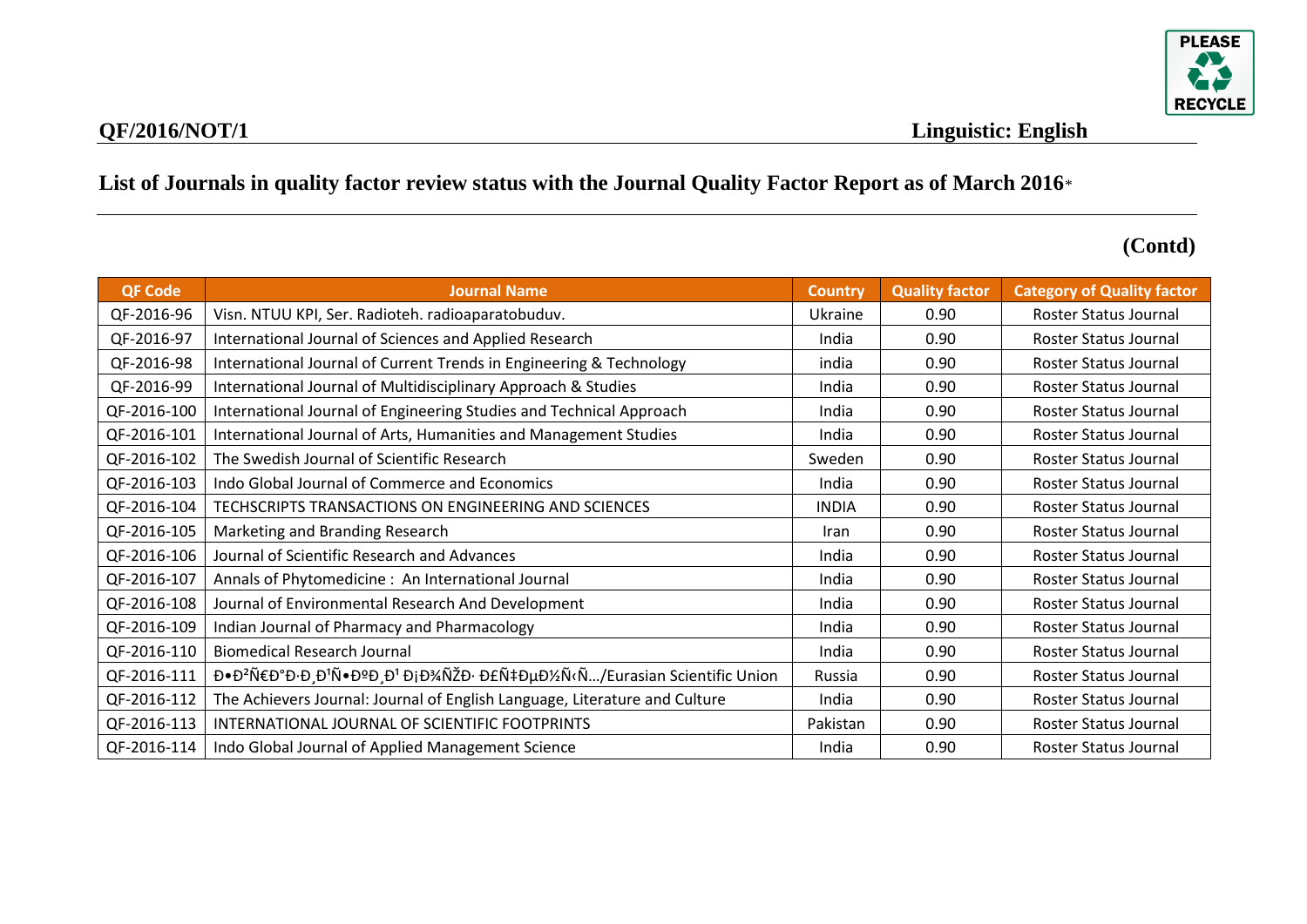**QF/2016/NOT/1** **Linguistic: English**

## List of Journals in quality factor review status with the Journal Quality Factor Report as of March 2016*

**(Contd)**

| QF Code | Journal Name | Country | Quality factor | Category of Quality factor |
|---|---|---|---|---|
| QF-2016-96 | Visn. NTUU KPI, Ser. Radioteh. radioaparatobuduv. | Ukraine | 0.90 | Roster Status Journal |
| QF-2016-97 | International Journal of Sciences and Applied Research | India | 0.90 | Roster Status Journal |
| QF-2016-98 | International Journal of Current Trends in Engineering & Technology | india | 0.90 | Roster Status Journal |
| QF-2016-99 | International Journal of Multidisciplinary Approach & Studies | India | 0.90 | Roster Status Journal |
| QF-2016-100 | International Journal of Engineering Studies and Technical Approach | India | 0.90 | Roster Status Journal |
| QF-2016-101 | International Journal of Arts, Humanities and Management Studies | India | 0.90 | Roster Status Journal |
| QF-2016-102 | The Swedish Journal of Scientific Research | Sweden | 0.90 | Roster Status Journal |
| QF-2016-103 | Indo Global Journal of Commerce and Economics | India | 0.90 | Roster Status Journal |
| QF-2016-104 | TECHSCRIPTS TRANSACTIONS ON ENGINEERING AND SCIENCES | INDIA | 0.90 | Roster Status Journal |
| QF-2016-105 | Marketing and Branding Research | Iran | 0.90 | Roster Status Journal |
| QF-2016-106 | Journal of Scientific Research and Advances | India | 0.90 | Roster Status Journal |
| QF-2016-107 | Annals of Phytomedicine : An International Journal | India | 0.90 | Roster Status Journal |
| QF-2016-108 | Journal of Environmental Research And Development | India | 0.90 | Roster Status Journal |
| QF-2016-109 | Indian Journal of Pharmacy and Pharmacology | India | 0.90 | Roster Status Journal |
| QF-2016-110 | Biomedical Research Journal | India | 0.90 | Roster Status Journal |
| QF-2016-111 | Ð•Ð²Ñ€Ð°Ð·Ð¸Ð¹Ñ•ÐºÐ¸Ð¹ Ð¡Ð¾ÑŽÐ· Ð£Ñ‡ÐµÐ½Ñ‹Ñ…/Eurasian Scientific Union | Russia | 0.90 | Roster Status Journal |
| QF-2016-112 | The Achievers Journal: Journal of English Language, Literature and Culture | India | 0.90 | Roster Status Journal |
| QF-2016-113 | INTERNATIONAL JOURNAL OF SCIENTIFIC FOOTPRINTS | Pakistan | 0.90 | Roster Status Journal |
| QF-2016-114 | Indo Global Journal of Applied Management Science | India | 0.90 | Roster Status Journal |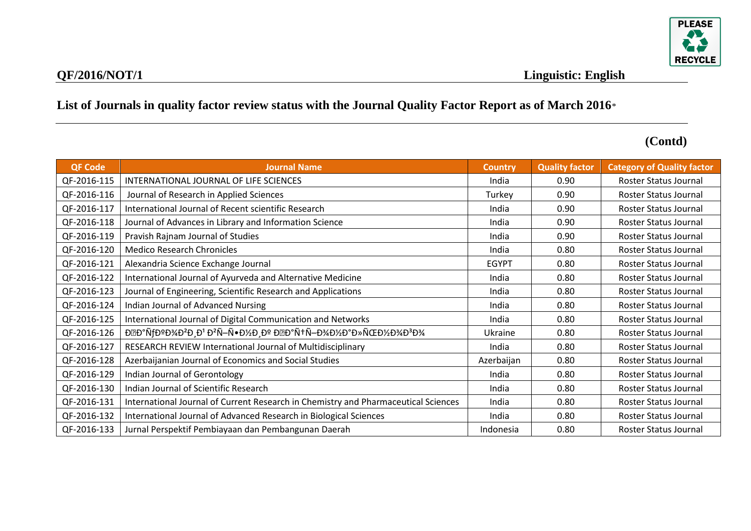**QF/2016/NOT/1** **Linguistic: English**

## List of Journals in quality factor review status with the Journal Quality Factor Report as of March 2016*

**(Contd)**

| QF Code | Journal Name | Country | Quality factor | Category of Quality factor |
|---|---|---|---|---|
| QF-2016-115 | INTERNATIONAL JOURNAL OF LIFE SCIENCES | India | 0.90 | Roster Status Journal |
| QF-2016-116 | Journal of Research in Applied Sciences | Turkey | 0.90 | Roster Status Journal |
| QF-2016-117 | International Journal of Recent scientific Research | India | 0.90 | Roster Status Journal |
| QF-2016-118 | Journal of Advances in Library and Information Science | India | 0.90 | Roster Status Journal |
| QF-2016-119 | Pravish Rajnam Journal of Studies | India | 0.90 | Roster Status Journal |
| QF-2016-120 | Medico Research Chronicles | India | 0.80 | Roster Status Journal |
| QF-2016-121 | Alexandria Science Exchange Journal | EGYPT | 0.80 | Roster Status Journal |
| QF-2016-122 | International Journal of Ayurveda and Alternative Medicine | India | 0.80 | Roster Status Journal |
| QF-2016-123 | Journal of Engineering, Scientific Research and Applications | India | 0.80 | Roster Status Journal |
| QF-2016-124 | Indian Journal of Advanced Nursing | India | 0.80 | Roster Status Journal |
| QF-2016-125 | International Journal of Digital Communication and Networks | India | 0.80 | Roster Status Journal |
| QF-2016-126 | Ð�Ð°ÑƒÐºÐ¾Ð²Ð¸Ð¹ Ð²Ñ–Ñ•Ð½Ð¸Ðº Ð�Ð°Ñ†Ñ–Ð¾Ð½Ð°Ð»ÑŒÐ½Ð¾Ð³Ð¾ | Ukraine | 0.80 | Roster Status Journal |
| QF-2016-127 | RESEARCH REVIEW International Journal of Multidisciplinary | India | 0.80 | Roster Status Journal |
| QF-2016-128 | Azerbaijanian Journal of Economics and Social Studies | Azerbaijan | 0.80 | Roster Status Journal |
| QF-2016-129 | Indian Journal of Gerontology | India | 0.80 | Roster Status Journal |
| QF-2016-130 | Indian Journal of Scientific Research | India | 0.80 | Roster Status Journal |
| QF-2016-131 | International Journal of Current Research in Chemistry and Pharmaceutical Sciences | India | 0.80 | Roster Status Journal |
| QF-2016-132 | International Journal of Advanced Research in Biological Sciences | India | 0.80 | Roster Status Journal |
| QF-2016-133 | Jurnal Perspektif Pembiayaan dan Pembangunan Daerah | Indonesia | 0.80 | Roster Status Journal |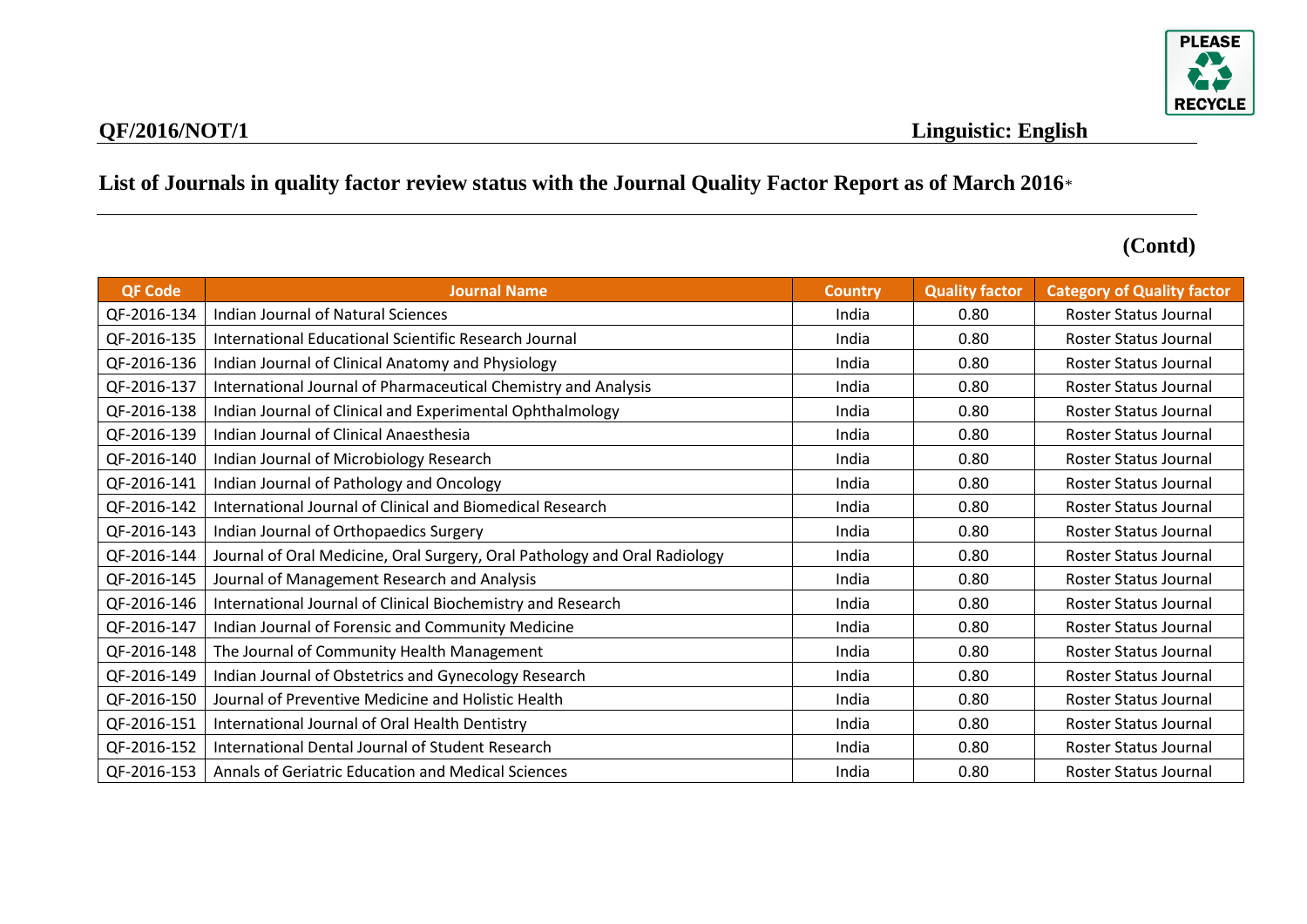**QF/2016/NOT/1** **Linguistic: English**

## List of Journals in quality factor review status with the Journal Quality Factor Report as of March 2016*

**(Contd)**

| QF Code | Journal Name | Country | Quality factor | Category of Quality factor |
|---|---|---|---|---|
| QF-2016-134 | Indian Journal of Natural Sciences | India | 0.80 | Roster Status Journal |
| QF-2016-135 | International Educational Scientific Research Journal | India | 0.80 | Roster Status Journal |
| QF-2016-136 | Indian Journal of Clinical Anatomy and Physiology | India | 0.80 | Roster Status Journal |
| QF-2016-137 | International Journal of Pharmaceutical Chemistry and Analysis | India | 0.80 | Roster Status Journal |
| QF-2016-138 | Indian Journal of Clinical and Experimental Ophthalmology | India | 0.80 | Roster Status Journal |
| QF-2016-139 | Indian Journal of Clinical Anaesthesia | India | 0.80 | Roster Status Journal |
| QF-2016-140 | Indian Journal of Microbiology Research | India | 0.80 | Roster Status Journal |
| QF-2016-141 | Indian Journal of Pathology and Oncology | India | 0.80 | Roster Status Journal |
| QF-2016-142 | International Journal of Clinical and Biomedical Research | India | 0.80 | Roster Status Journal |
| QF-2016-143 | Indian Journal of Orthopaedics Surgery | India | 0.80 | Roster Status Journal |
| QF-2016-144 | Journal of Oral Medicine, Oral Surgery, Oral Pathology and Oral Radiology | India | 0.80 | Roster Status Journal |
| QF-2016-145 | Journal of Management Research and Analysis | India | 0.80 | Roster Status Journal |
| QF-2016-146 | International Journal of Clinical Biochemistry and Research | India | 0.80 | Roster Status Journal |
| QF-2016-147 | Indian Journal of Forensic and Community Medicine | India | 0.80 | Roster Status Journal |
| QF-2016-148 | The Journal of Community Health Management | India | 0.80 | Roster Status Journal |
| QF-2016-149 | Indian Journal of Obstetrics and Gynecology Research | India | 0.80 | Roster Status Journal |
| QF-2016-150 | Journal of Preventive Medicine and Holistic Health | India | 0.80 | Roster Status Journal |
| QF-2016-151 | International Journal of Oral Health Dentistry | India | 0.80 | Roster Status Journal |
| QF-2016-152 | International Dental Journal of Student Research | India | 0.80 | Roster Status Journal |
| QF-2016-153 | Annals of Geriatric Education and Medical Sciences | India | 0.80 | Roster Status Journal |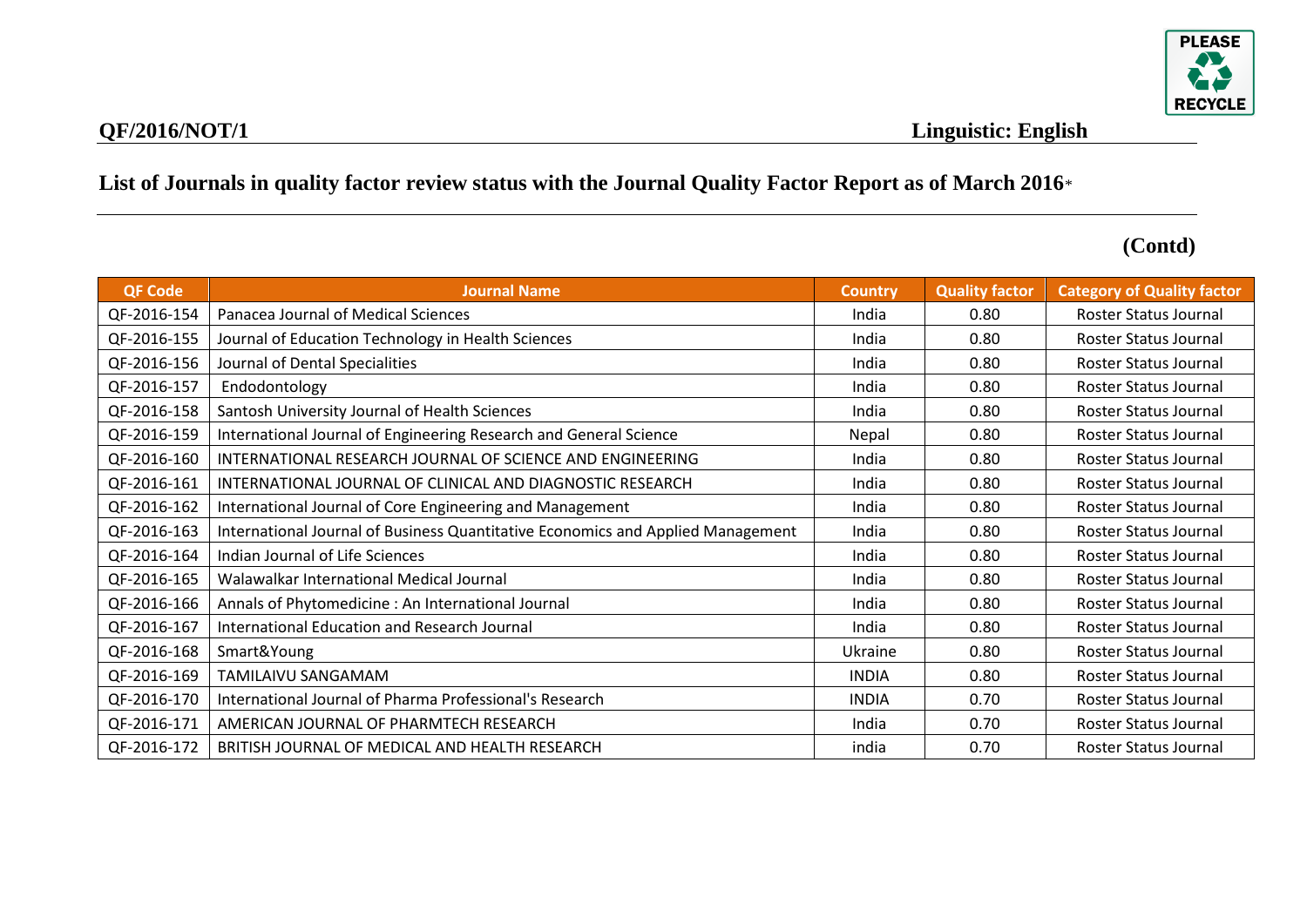**QF/2016/NOT/1** **Linguistic: English**

## List of Journals in quality factor review status with the Journal Quality Factor Report as of March 2016*

**(Contd)**

| QF Code | Journal Name | Country | Quality factor | Category of Quality factor |
|---|---|---|---|---|
| QF-2016-154 | Panacea Journal of Medical Sciences | India | 0.80 | Roster Status Journal |
| QF-2016-155 | Journal of Education Technology in Health Sciences | India | 0.80 | Roster Status Journal |
| QF-2016-156 | Journal of Dental Specialities | India | 0.80 | Roster Status Journal |
| QF-2016-157 | Endodontology | India | 0.80 | Roster Status Journal |
| QF-2016-158 | Santosh University Journal of Health Sciences | India | 0.80 | Roster Status Journal |
| QF-2016-159 | International Journal of Engineering Research and General Science | Nepal | 0.80 | Roster Status Journal |
| QF-2016-160 | INTERNATIONAL RESEARCH JOURNAL OF SCIENCE AND ENGINEERING | India | 0.80 | Roster Status Journal |
| QF-2016-161 | INTERNATIONAL JOURNAL OF CLINICAL AND DIAGNOSTIC RESEARCH | India | 0.80 | Roster Status Journal |
| QF-2016-162 | International Journal of Core Engineering and Management | India | 0.80 | Roster Status Journal |
| QF-2016-163 | International Journal of Business Quantitative Economics and Applied Management | India | 0.80 | Roster Status Journal |
| QF-2016-164 | Indian Journal of Life Sciences | India | 0.80 | Roster Status Journal |
| QF-2016-165 | Walawalkar International Medical Journal | India | 0.80 | Roster Status Journal |
| QF-2016-166 | Annals of Phytomedicine : An International Journal | India | 0.80 | Roster Status Journal |
| QF-2016-167 | International Education and Research Journal | India | 0.80 | Roster Status Journal |
| QF-2016-168 | Smart&Young | Ukraine | 0.80 | Roster Status Journal |
| QF-2016-169 | TAMILAIVU SANGAMAM | INDIA | 0.80 | Roster Status Journal |
| QF-2016-170 | International Journal of Pharma Professional's Research | INDIA | 0.70 | Roster Status Journal |
| QF-2016-171 | AMERICAN JOURNAL OF PHARMTECH RESEARCH | India | 0.70 | Roster Status Journal |
| QF-2016-172 | BRITISH JOURNAL OF MEDICAL AND HEALTH RESEARCH | india | 0.70 | Roster Status Journal |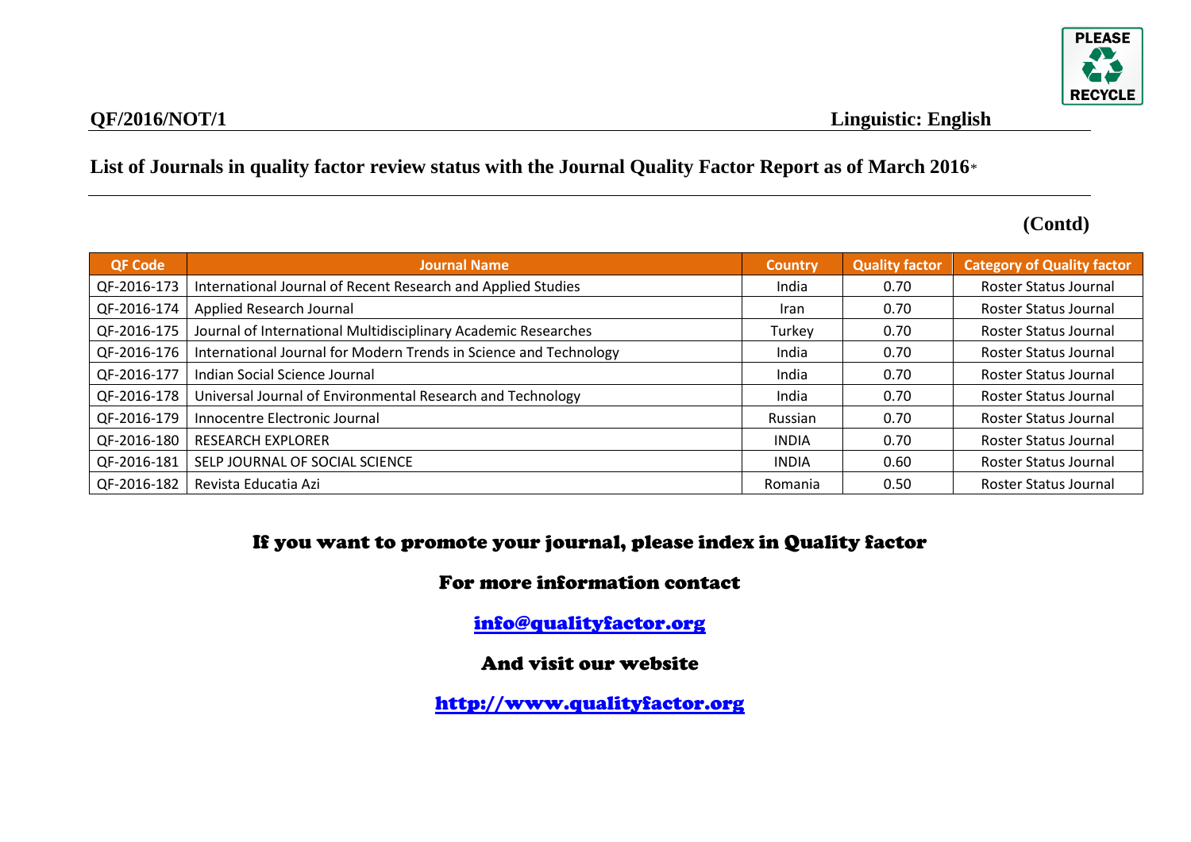**QF/2016/NOT/1** **Linguistic: English**

## List of Journals in quality factor review status with the Journal Quality Factor Report as of March 2016*

**(Contd)**

| QF Code | Journal Name | Country | Quality factor | Category of Quality factor |
|---|---|---|---|---|
| QF-2016-173 | International Journal of Recent Research and Applied Studies | India | 0.70 | Roster Status Journal |
| QF-2016-174 | Applied Research Journal | Iran | 0.70 | Roster Status Journal |
| QF-2016-175 | Journal of International Multidisciplinary Academic Researches | Turkey | 0.70 | Roster Status Journal |
| QF-2016-176 | International Journal for Modern Trends in Science and Technology | India | 0.70 | Roster Status Journal |
| QF-2016-177 | Indian Social Science Journal | India | 0.70 | Roster Status Journal |
| QF-2016-178 | Universal Journal of Environmental Research and Technology | India | 0.70 | Roster Status Journal |
| QF-2016-179 | Innocentre Electronic Journal | Russian | 0.70 | Roster Status Journal |
| QF-2016-180 | RESEARCH EXPLORER | INDIA | 0.70 | Roster Status Journal |
| QF-2016-181 | SELP JOURNAL OF SOCIAL SCIENCE | INDIA | 0.60 | Roster Status Journal |
| QF-2016-182 | Revista Educatia Azi | Romania | 0.50 | Roster Status Journal |

**If you want to promote your journal, please index in Quality factor**

**For more information contact**

[info@qualityfactor.org](mailto:info@qualityfactor.org)

**And visit our website**

[http://www.qualityfactor.org](http://www.qualityfactor.org)